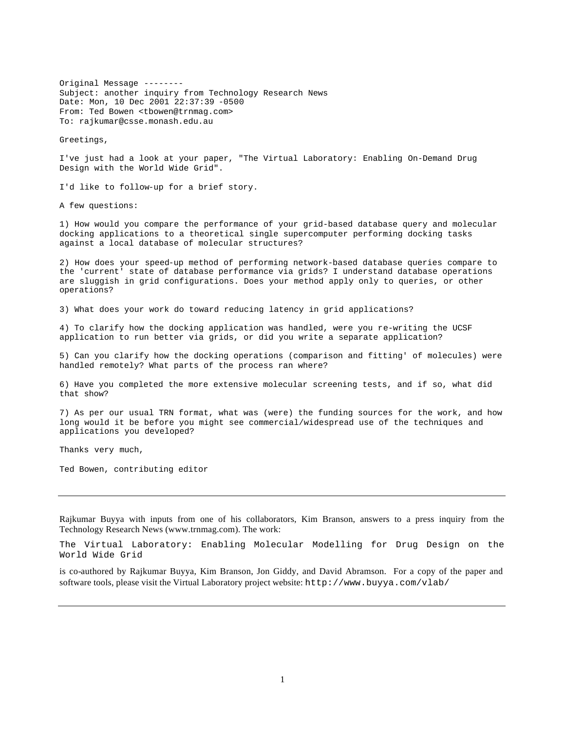Original Message --------  
Subject: another inquiry from Technology Research News  
Date: Mon, 10 Dec 2001 22:37:39 -0500  
From: Ted Bowen <tbowen@trnmag.com>  
To: rajkumar@csse.monash.edu.au

Greetings,

I've just had a look at your paper, "The Virtual Laboratory: Enabling On-Demand Drug Design with the World Wide Grid".

I'd like to follow-up for a brief story.

A few questions:

1) How would you compare the performance of your grid-based database query and molecular docking applications to a theoretical single supercomputer performing docking tasks against a local database of molecular structures?

2) How does your speed-up method of performing network-based database queries compare to the 'current' state of database performance via grids? I understand database operations are sluggish in grid configurations. Does your method apply only to queries, or other operations?

3) What does your work do toward reducing latency in grid applications?

4) To clarify how the docking application was handled, were you re-writing the UCSF application to run better via grids, or did you write a separate application?

5) Can you clarify how the docking operations (comparison and fitting' of molecules) were handled remotely? What parts of the process ran where?

6) Have you completed the more extensive molecular screening tests, and if so, what did that show?

7) As per our usual TRN format, what was (were) the funding sources for the work, and how long would it be before you might see commercial/widespread use of the techniques and applications you developed?

Thanks very much,

Ted Bowen, contributing editor

---

Rajkumar Buyya with inputs from one of his collaborators, Kim Branson, answers to a press inquiry from the Technology Research News (www.trnmag.com). The work:

The Virtual Laboratory: Enabling Molecular Modelling for Drug Design on the World Wide Grid

is co-authored by Rajkumar Buyya, Kim Branson, Jon Giddy, and David Abramson. For a copy of the paper and software tools, please visit the Virtual Laboratory project website: http://www.buyya.com/vlab/

---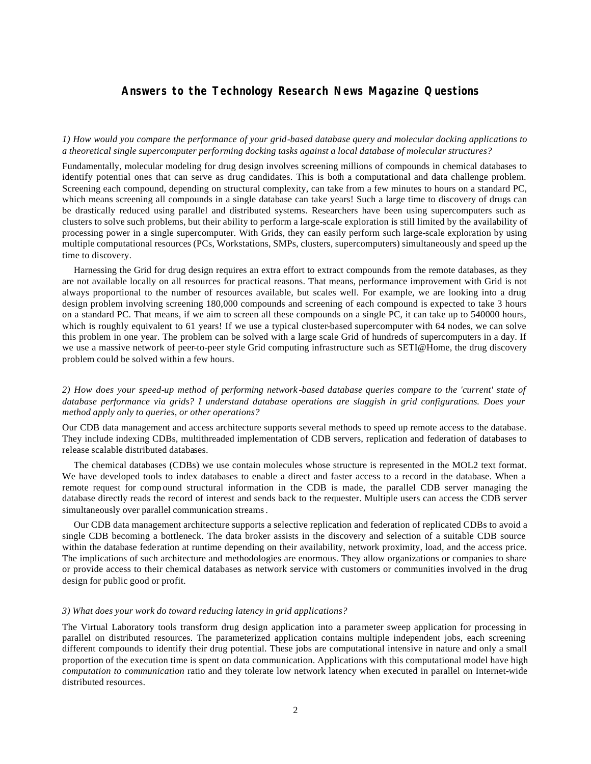## Answers to the Technology Research News Magazine Questions

*1) How would you compare the performance of your grid-based database query and molecular docking applications to a theoretical single supercomputer performing docking tasks against a local database of molecular structures?*

Fundamentally, molecular modeling for drug design involves screening millions of compounds in chemical databases to identify potential ones that can serve as drug candidates. This is both a computational and data challenge problem. Screening each compound, depending on structural complexity, can take from a few minutes to hours on a standard PC, which means screening all compounds in a single database can take years! Such a large time to discovery of drugs can be drastically reduced using parallel and distributed systems. Researchers have been using supercomputers such as clusters to solve such problems, but their ability to perform a large-scale exploration is still limited by the availability of processing power in a single supercomputer. With Grids, they can easily perform such large-scale exploration by using multiple computational resources (PCs, Workstations, SMPs, clusters, supercomputers) simultaneously and speed up the time to discovery.

Harnessing the Grid for drug design requires an extra effort to extract compounds from the remote databases, as they are not available locally on all resources for practical reasons. That means, performance improvement with Grid is not always proportional to the number of resources available, but scales well. For example, we are looking into a drug design problem involving screening 180,000 compounds and screening of each compound is expected to take 3 hours on a standard PC. That means, if we aim to screen all these compounds on a single PC, it can take up to 540000 hours, which is roughly equivalent to 61 years! If we use a typical cluster-based supercomputer with 64 nodes, we can solve this problem in one year. The problem can be solved with a large scale Grid of hundreds of supercomputers in a day. If we use a massive network of peer-to-peer style Grid computing infrastructure such as SETI@Home, the drug discovery problem could be solved within a few hours.

*2) How does your speed-up method of performing network-based database queries compare to the 'current' state of database performance via grids? I understand database operations are sluggish in grid configurations. Does your method apply only to queries, or other operations?*

Our CDB data management and access architecture supports several methods to speed up remote access to the database. They include indexing CDBs, multithreaded implementation of CDB servers, replication and federation of databases to release scalable distributed databases.

The chemical databases (CDBs) we use contain molecules whose structure is represented in the MOL2 text format. We have developed tools to index databases to enable a direct and faster access to a record in the database. When a remote request for compound structural information in the CDB is made, the parallel CDB server managing the database directly reads the record of interest and sends back to the requester. Multiple users can access the CDB server simultaneously over parallel communication streams.

Our CDB data management architecture supports a selective replication and federation of replicated CDBs to avoid a single CDB becoming a bottleneck. The data broker assists in the discovery and selection of a suitable CDB source within the database federation at runtime depending on their availability, network proximity, load, and the access price. The implications of such architecture and methodologies are enormous. They allow organizations or companies to share or provide access to their chemical databases as network service with customers or communities involved in the drug design for public good or profit.

*3) What does your work do toward reducing latency in grid applications?*

The Virtual Laboratory tools transform drug design application into a parameter sweep application for processing in parallel on distributed resources. The parameterized application contains multiple independent jobs, each screening different compounds to identify their drug potential. These jobs are computational intensive in nature and only a small proportion of the execution time is spent on data communication. Applications with this computational model have high *computation to communication* ratio and they tolerate low network latency when executed in parallel on Internet-wide distributed resources.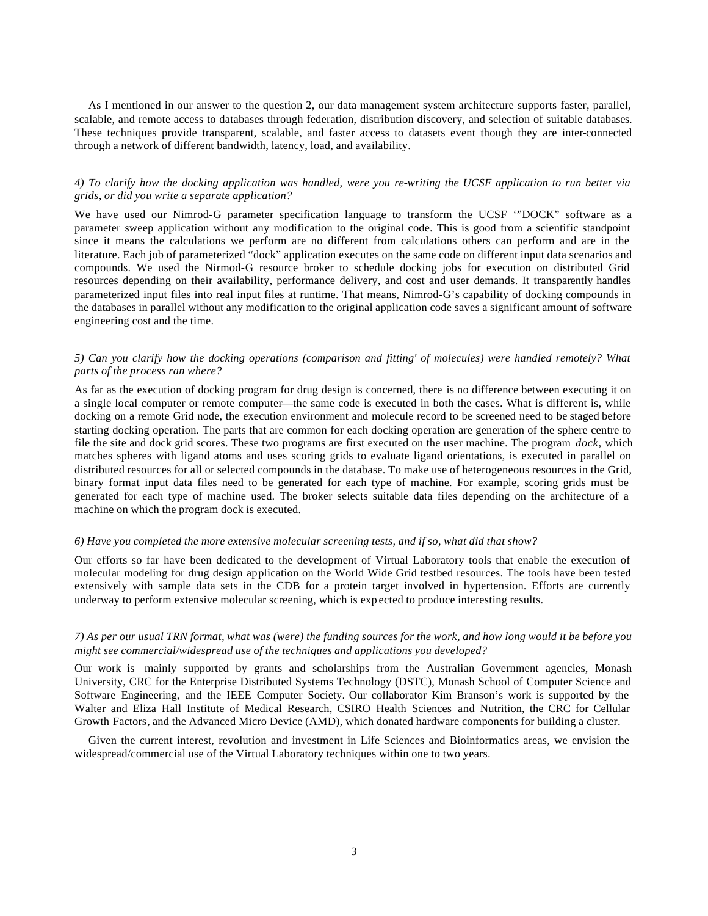As I mentioned in our answer to the question 2, our data management system architecture supports faster, parallel, scalable, and remote access to databases through federation, distribution discovery, and selection of suitable databases. These techniques provide transparent, scalable, and faster access to datasets event though they are inter-connected through a network of different bandwidth, latency, load, and availability.

*4) To clarify how the docking application was handled, were you re-writing the UCSF application to run better via grids, or did you write a separate application?*

We have used our Nimrod-G parameter specification language to transform the UCSF '"DOCK" software as a parameter sweep application without any modification to the original code. This is good from a scientific standpoint since it means the calculations we perform are no different from calculations others can perform and are in the literature. Each job of parameterized "dock" application executes on the same code on different input data scenarios and compounds. We used the Nirmod-G resource broker to schedule docking jobs for execution on distributed Grid resources depending on their availability, performance delivery, and cost and user demands. It transparently handles parameterized input files into real input files at runtime. That means, Nimrod-G's capability of docking compounds in the databases in parallel without any modification to the original application code saves a significant amount of software engineering cost and the time.

*5) Can you clarify how the docking operations (comparison and fitting' of molecules) were handled remotely? What parts of the process ran where?*

As far as the execution of docking program for drug design is concerned, there is no difference between executing it on a single local computer or remote computer—the same code is executed in both the cases. What is different is, while docking on a remote Grid node, the execution environment and molecule record to be screened need to be staged before starting docking operation. The parts that are common for each docking operation are generation of the sphere centre to file the site and dock grid scores. These two programs are first executed on the user machine. The program *dock*, which matches spheres with ligand atoms and uses scoring grids to evaluate ligand orientations, is executed in parallel on distributed resources for all or selected compounds in the database. To make use of heterogeneous resources in the Grid, binary format input data files need to be generated for each type of machine. For example, scoring grids must be generated for each type of machine used. The broker selects suitable data files depending on the architecture of a machine on which the program dock is executed.

*6) Have you completed the more extensive molecular screening tests, and if so, what did that show?*

Our efforts so far have been dedicated to the development of Virtual Laboratory tools that enable the execution of molecular modeling for drug design application on the World Wide Grid testbed resources. The tools have been tested extensively with sample data sets in the CDB for a protein target involved in hypertension. Efforts are currently underway to perform extensive molecular screening, which is expected to produce interesting results.

*7) As per our usual TRN format, what was (were) the funding sources for the work, and how long would it be before you might see commercial/widespread use of the techniques and applications you developed?*

Our work is mainly supported by grants and scholarships from the Australian Government agencies, Monash University, CRC for the Enterprise Distributed Systems Technology (DSTC), Monash School of Computer Science and Software Engineering, and the IEEE Computer Society. Our collaborator Kim Branson's work is supported by the Walter and Eliza Hall Institute of Medical Research, CSIRO Health Sciences and Nutrition, the CRC for Cellular Growth Factors, and the Advanced Micro Device (AMD), which donated hardware components for building a cluster.

Given the current interest, revolution and investment in Life Sciences and Bioinformatics areas, we envision the widespread/commercial use of the Virtual Laboratory techniques within one to two years.